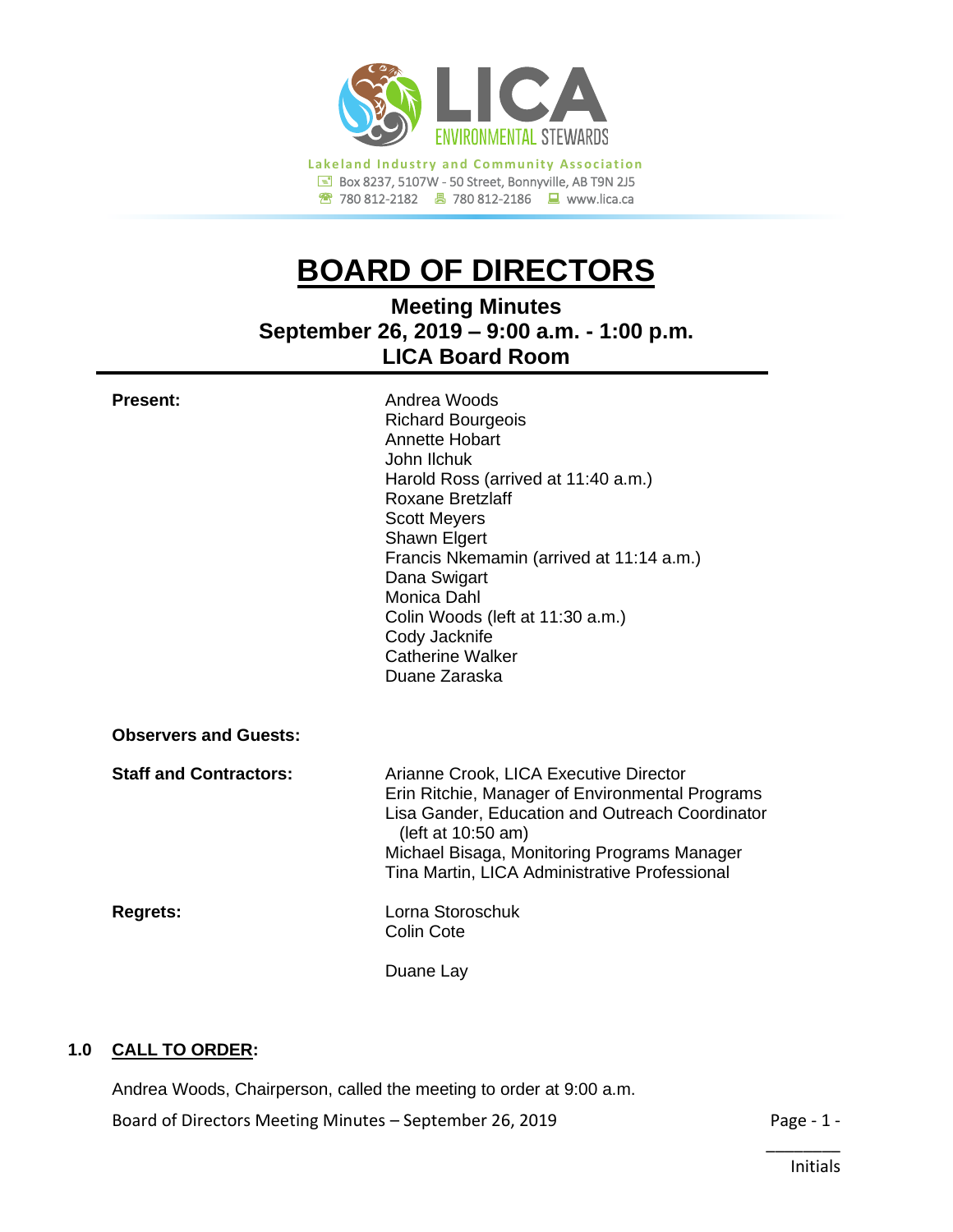LICA ENVIRONMENTAL STEWARDS

Lakeland Industry and Community Association
Box 8237, 5107W - 50 Street, Bonnyville, AB T9N 2J5
780 812-2182 780 812-2186 www.lica.ca

# BOARD OF DIRECTORS

## Meeting Minutes
## September 26, 2019 – 9:00 a.m. - 1:00 p.m.
## LICA Board Room

**Present:**

Andrea Woods
Richard Bourgeois
Annette Hobart
John Ilchuk
Harold Ross (arrived at 11:40 a.m.)
Roxane Bretzlaff
Scott Meyers
Shawn Elgert
Francis Nkemamin (arrived at 11:14 a.m.)
Dana Swigart
Monica Dahl
Colin Woods (left at 11:30 a.m.)
Cody Jacknife
Catherine Walker
Duane Zaraska

**Observers and Guests:**

**Staff and Contractors:**

Arianne Crook, LICA Executive Director
Erin Ritchie, Manager of Environmental Programs
Lisa Gander, Education and Outreach Coordinator (left at 10:50 am)
Michael Bisaga, Monitoring Programs Manager
Tina Martin, LICA Administrative Professional

**Regrets:**

Lorna Storoschuk
Colin Cote

Duane Lay

## 1.0 CALL TO ORDER:

Andrea Woods, Chairperson, called the meeting to order at 9:00 a.m.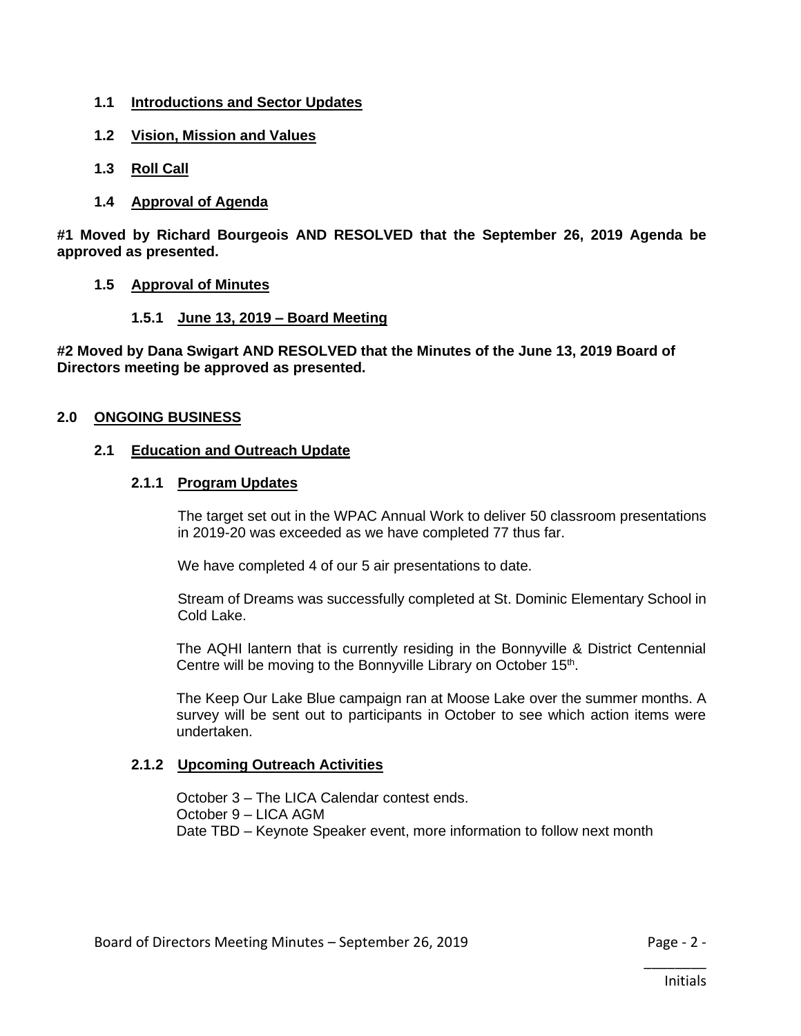### 1.1 Introductions and Sector Updates

### 1.2 Vision, Mission and Values

### 1.3 Roll Call

### 1.4 Approval of Agenda

**#1 Moved by Richard Bourgeois AND RESOLVED that the September 26, 2019 Agenda be approved as presented.**

### 1.5 Approval of Minutes

#### 1.5.1 June 13, 2019 – Board Meeting

**#2 Moved by Dana Swigart AND RESOLVED that the Minutes of the June 13, 2019 Board of Directors meeting be approved as presented.**

## 2.0 ONGOING BUSINESS

### 2.1 Education and Outreach Update

#### 2.1.1 Program Updates

The target set out in the WPAC Annual Work to deliver 50 classroom presentations in 2019-20 was exceeded as we have completed 77 thus far.

We have completed 4 of our 5 air presentations to date.

Stream of Dreams was successfully completed at St. Dominic Elementary School in Cold Lake.

The AQHI lantern that is currently residing in the Bonnyville & District Centennial Centre will be moving to the Bonnyville Library on October 15th.

The Keep Our Lake Blue campaign ran at Moose Lake over the summer months. A survey will be sent out to participants in October to see which action items were undertaken.

#### 2.1.2 Upcoming Outreach Activities

October 3 – The LICA Calendar contest ends.
October 9 – LICA AGM
Date TBD – Keynote Speaker event, more information to follow next month

________
Initials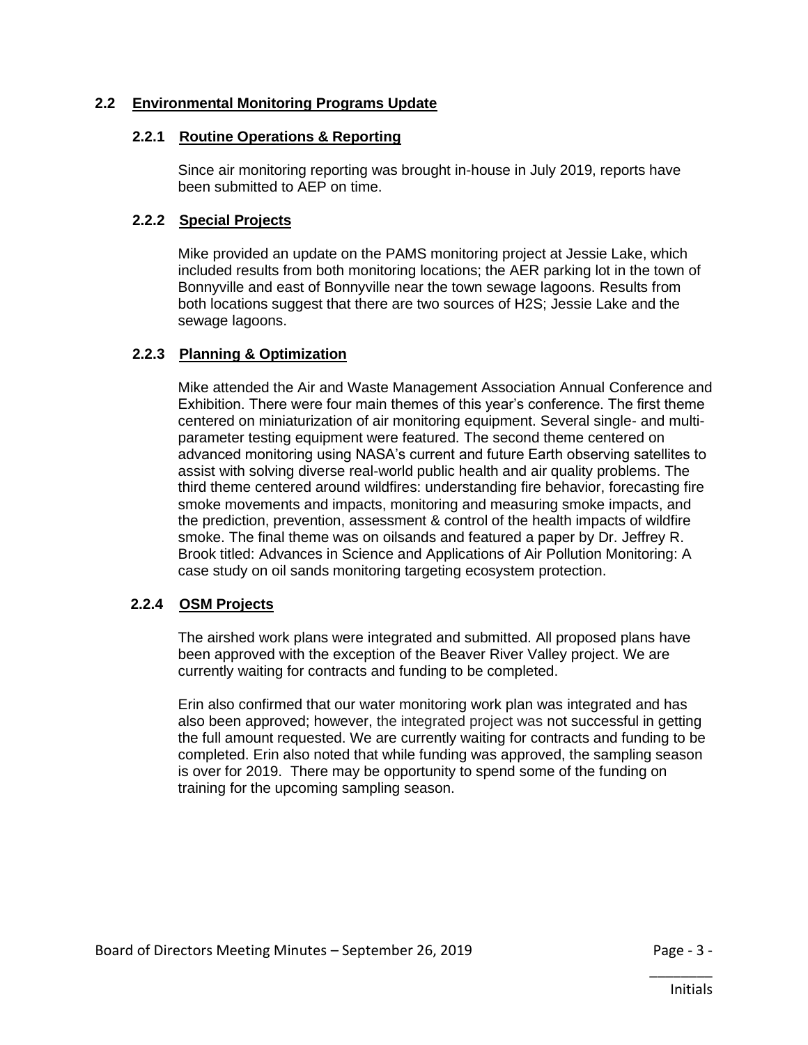## 2.2 Environmental Monitoring Programs Update

### 2.2.1 Routine Operations & Reporting

Since air monitoring reporting was brought in-house in July 2019, reports have been submitted to AEP on time.

### 2.2.2 Special Projects

Mike provided an update on the PAMS monitoring project at Jessie Lake, which included results from both monitoring locations; the AER parking lot in the town of Bonnyville and east of Bonnyville near the town sewage lagoons. Results from both locations suggest that there are two sources of $H_2S$; Jessie Lake and the sewage lagoons.

### 2.2.3 Planning & Optimization

Mike attended the Air and Waste Management Association Annual Conference and Exhibition. There were four main themes of this year's conference. The first theme centered on miniaturization of air monitoring equipment. Several single- and multi-parameter testing equipment were featured. The second theme centered on advanced monitoring using NASA's current and future Earth observing satellites to assist with solving diverse real-world public health and air quality problems. The third theme centered around wildfires: understanding fire behavior, forecasting fire smoke movements and impacts, monitoring and measuring smoke impacts, and the prediction, prevention, assessment & control of the health impacts of wildfire smoke. The final theme was on oilsands and featured a paper by Dr. Jeffrey R. Brook titled: Advances in Science and Applications of Air Pollution Monitoring: A case study on oil sands monitoring targeting ecosystem protection.

### 2.2.4 OSM Projects

The airshed work plans were integrated and submitted. All proposed plans have been approved with the exception of the Beaver River Valley project. We are currently waiting for contracts and funding to be completed.

Erin also confirmed that our water monitoring work plan was integrated and has also been approved; however, the integrated project was not successful in getting the full amount requested. We are currently waiting for contracts and funding to be completed. Erin also noted that while funding was approved, the sampling season is over for 2019. There may be opportunity to spend some of the funding on training for the upcoming sampling season.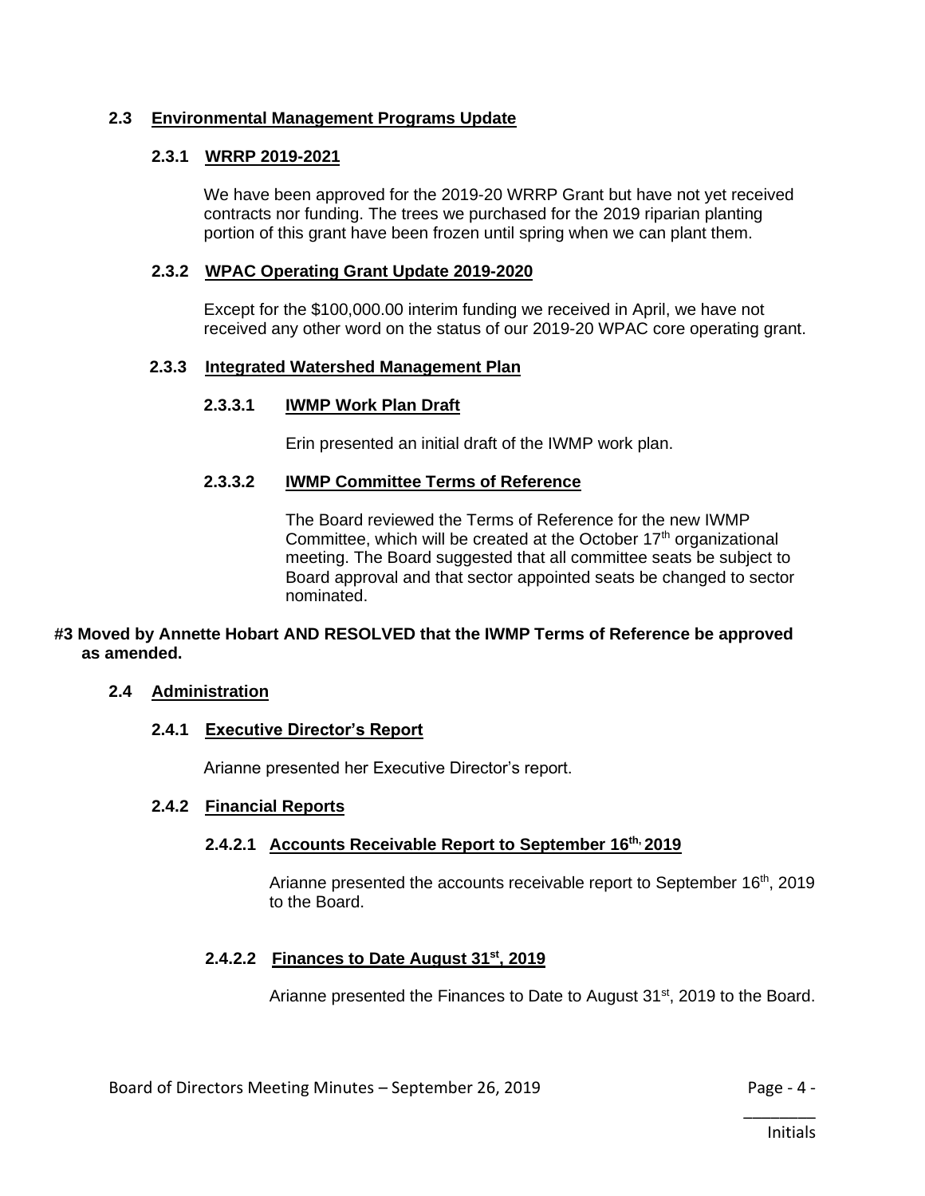## 2.3 Environmental Management Programs Update

### 2.3.1 WRRP 2019-2021

We have been approved for the 2019-20 WRRP Grant but have not yet received contracts nor funding. The trees we purchased for the 2019 riparian planting portion of this grant have been frozen until spring when we can plant them.

### 2.3.2 WPAC Operating Grant Update 2019-2020

Except for the $100,000.00 interim funding we received in April, we have not received any other word on the status of our 2019-20 WPAC core operating grant.

### 2.3.3 Integrated Watershed Management Plan

#### 2.3.3.1 IWMP Work Plan Draft

Erin presented an initial draft of the IWMP work plan.

#### 2.3.3.2 IWMP Committee Terms of Reference

The Board reviewed the Terms of Reference for the new IWMP Committee, which will be created at the October 17th organizational meeting. The Board suggested that all committee seats be subject to Board approval and that sector appointed seats be changed to sector nominated.

**#3 Moved by Annette Hobart AND RESOLVED that the IWMP Terms of Reference be approved as amended.**

## 2.4 Administration

### 2.4.1 Executive Director's Report

Arianne presented her Executive Director's report.

### 2.4.2 Financial Reports

#### 2.4.2.1 Accounts Receivable Report to September 16th, 2019

Arianne presented the accounts receivable report to September 16th, 2019 to the Board.

#### 2.4.2.2 Finances to Date August 31st, 2019

Arianne presented the Finances to Date to August 31st, 2019 to the Board.

________
Initials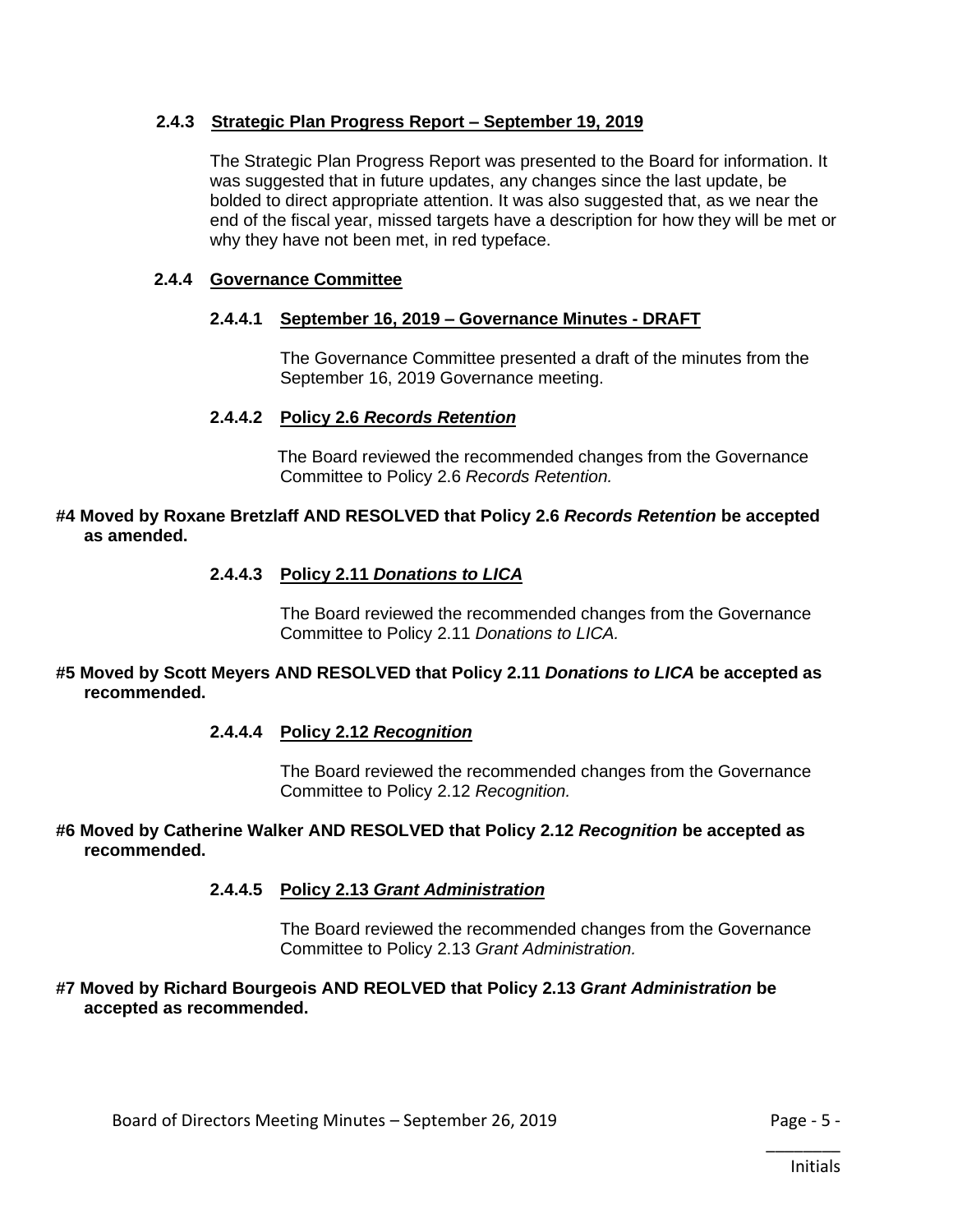#### 2.4.3 Strategic Plan Progress Report – September 19, 2019

The Strategic Plan Progress Report was presented to the Board for information. It was suggested that in future updates, any changes since the last update, be bolded to direct appropriate attention. It was also suggested that, as we near the end of the fiscal year, missed targets have a description for how they will be met or why they have not been met, in red typeface.

#### 2.4.4 Governance Committee

##### 2.4.4.1 September 16, 2019 – Governance Minutes - DRAFT

The Governance Committee presented a draft of the minutes from the September 16, 2019 Governance meeting.

##### 2.4.4.2 Policy 2.6 *Records Retention*

The Board reviewed the recommended changes from the Governance Committee to Policy 2.6 *Records Retention.*

**#4 Moved by Roxane Bretzlaff AND RESOLVED that Policy 2.6 *Records Retention* be accepted as amended.**

##### 2.4.4.3 Policy 2.11 *Donations to LICA*

The Board reviewed the recommended changes from the Governance Committee to Policy 2.11 *Donations to LICA.*

**#5 Moved by Scott Meyers AND RESOLVED that Policy 2.11 *Donations to LICA* be accepted as recommended.**

##### 2.4.4.4 Policy 2.12 *Recognition*

The Board reviewed the recommended changes from the Governance Committee to Policy 2.12 *Recognition.*

**#6 Moved by Catherine Walker AND RESOLVED that Policy 2.12 *Recognition* be accepted as recommended.**

##### 2.4.4.5 Policy 2.13 *Grant Administration*

The Board reviewed the recommended changes from the Governance Committee to Policy 2.13 *Grant Administration.*

**#7 Moved by Richard Bourgeois AND REOLVED that Policy 2.13 *Grant Administration* be accepted as recommended.**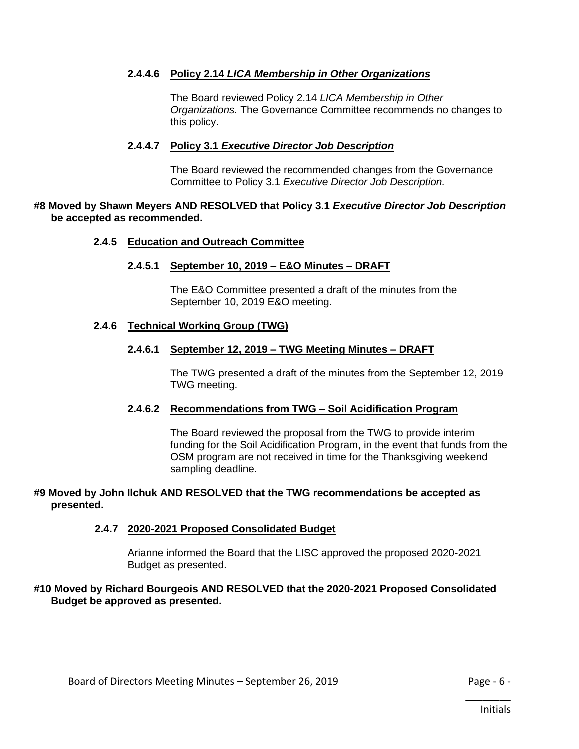#### 2.4.4.6 Policy 2.14 *LICA Membership in Other Organizations*

The Board reviewed Policy 2.14 *LICA Membership in Other Organizations.* The Governance Committee recommends no changes to this policy.

#### 2.4.4.7 Policy 3.1 *Executive Director Job Description*

The Board reviewed the recommended changes from the Governance Committee to Policy 3.1 *Executive Director Job Description.*

**#8 Moved by Shawn Meyers AND RESOLVED that Policy 3.1 *Executive Director Job Description* be accepted as recommended.**

### 2.4.5 Education and Outreach Committee

#### 2.4.5.1 September 10, 2019 – E&O Minutes – DRAFT

The E&O Committee presented a draft of the minutes from the September 10, 2019 E&O meeting.

### 2.4.6 Technical Working Group (TWG)

#### 2.4.6.1 September 12, 2019 – TWG Meeting Minutes – DRAFT

The TWG presented a draft of the minutes from the September 12, 2019 TWG meeting.

#### 2.4.6.2 Recommendations from TWG – Soil Acidification Program

The Board reviewed the proposal from the TWG to provide interim funding for the Soil Acidification Program, in the event that funds from the OSM program are not received in time for the Thanksgiving weekend sampling deadline.

**#9 Moved by John Ilchuk AND RESOLVED that the TWG recommendations be accepted as presented.**

### 2.4.7 2020-2021 Proposed Consolidated Budget

Arianne informed the Board that the LISC approved the proposed 2020-2021 Budget as presented.

**#10 Moved by Richard Bourgeois AND RESOLVED that the 2020-2021 Proposed Consolidated Budget be approved as presented.**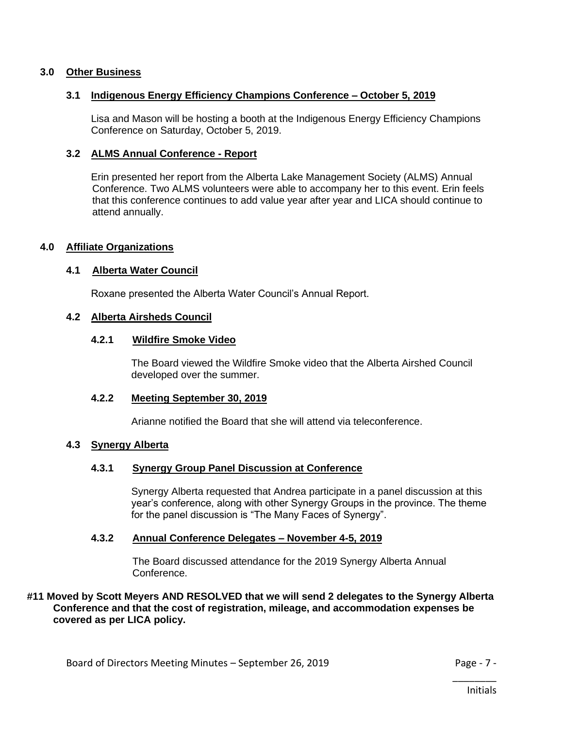## 3.0 Other Business

### 3.1 Indigenous Energy Efficiency Champions Conference – October 5, 2019

Lisa and Mason will be hosting a booth at the Indigenous Energy Efficiency Champions Conference on Saturday, October 5, 2019.

### 3.2 ALMS Annual Conference - Report

Erin presented her report from the Alberta Lake Management Society (ALMS) Annual Conference. Two ALMS volunteers were able to accompany her to this event. Erin feels that this conference continues to add value year after year and LICA should continue to attend annually.

## 4.0 Affiliate Organizations

### 4.1 Alberta Water Council

Roxane presented the Alberta Water Council's Annual Report.

### 4.2 Alberta Airsheds Council

#### 4.2.1 Wildfire Smoke Video

The Board viewed the Wildfire Smoke video that the Alberta Airshed Council developed over the summer.

#### 4.2.2 Meeting September 30, 2019

Arianne notified the Board that she will attend via teleconference.

### 4.3 Synergy Alberta

#### 4.3.1 Synergy Group Panel Discussion at Conference

Synergy Alberta requested that Andrea participate in a panel discussion at this year's conference, along with other Synergy Groups in the province. The theme for the panel discussion is "The Many Faces of Synergy".

#### 4.3.2 Annual Conference Delegates – November 4-5, 2019

The Board discussed attendance for the 2019 Synergy Alberta Annual Conference.

**#11 Moved by Scott Meyers AND RESOLVED that we will send 2 delegates to the Synergy Alberta Conference and that the cost of registration, mileage, and accommodation expenses be covered as per LICA policy.**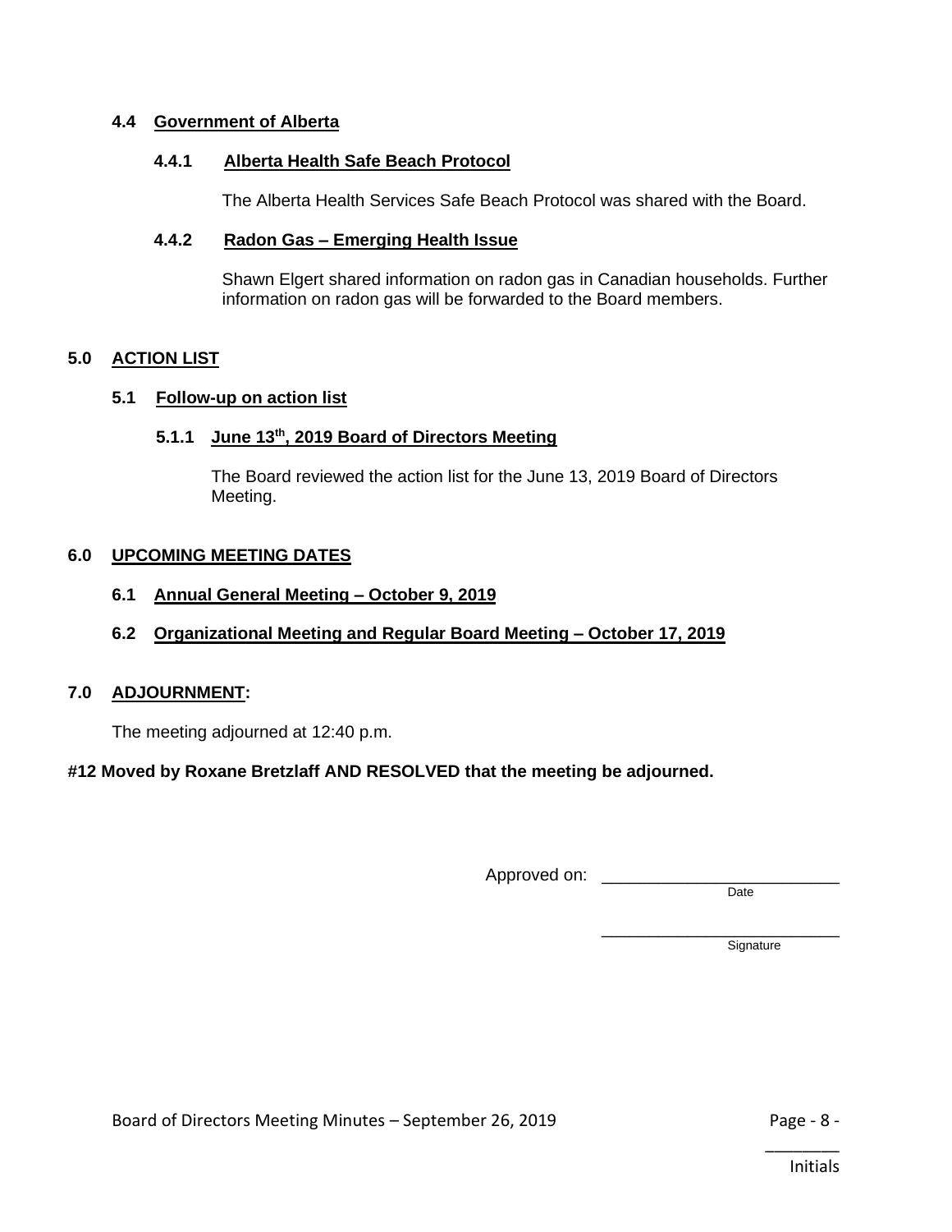### 4.4 Government of Alberta

#### 4.4.1 Alberta Health Safe Beach Protocol

The Alberta Health Services Safe Beach Protocol was shared with the Board.

#### 4.4.2 Radon Gas – Emerging Health Issue

Shawn Elgert shared information on radon gas in Canadian households. Further information on radon gas will be forwarded to the Board members.

## 5.0 ACTION LIST

### 5.1 Follow-up on action list

#### 5.1.1 June 13th, 2019 Board of Directors Meeting

The Board reviewed the action list for the June 13, 2019 Board of Directors Meeting.

## 6.0 UPCOMING MEETING DATES

### 6.1 Annual General Meeting – October 9, 2019

### 6.2 Organizational Meeting and Regular Board Meeting – October 17, 2019

## 7.0 ADJOURNMENT:

The meeting adjourned at 12:40 p.m.

**#12 Moved by Roxane Bretzlaff AND RESOLVED that the meeting be adjourned.**

Approved on: ________________________
Date

________________________
Signature

________
Initials